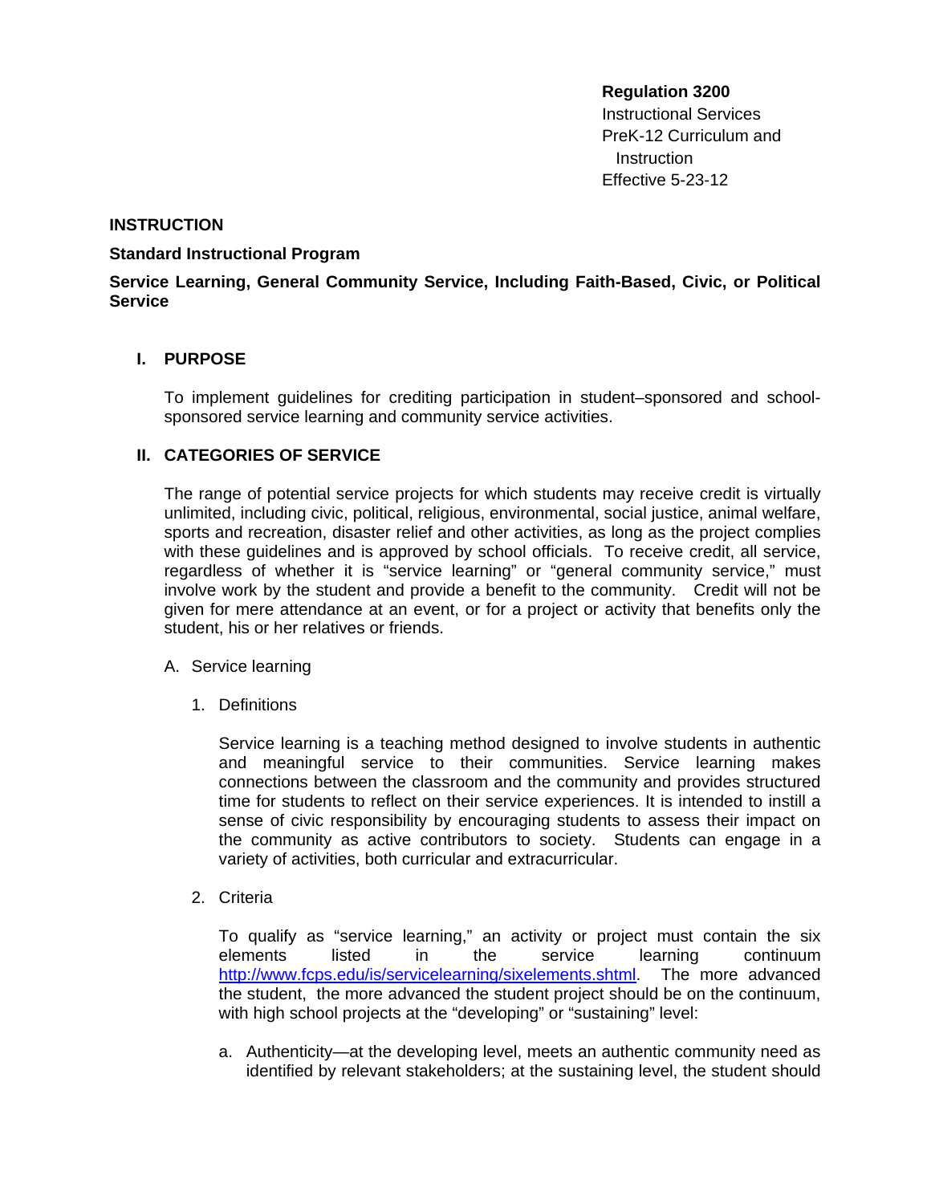**Regulation 3200**
Instructional Services
PreK-12 Curriculum and Instruction
Effective 5-23-12

**INSTRUCTION**

**Standard Instructional Program**

**Service Learning, General Community Service, Including Faith-Based, Civic, or Political Service**

## I. PURPOSE

To implement guidelines for crediting participation in student–sponsored and school-sponsored service learning and community service activities.

## II. CATEGORIES OF SERVICE

The range of potential service projects for which students may receive credit is virtually unlimited, including civic, political, religious, environmental, social justice, animal welfare, sports and recreation, disaster relief and other activities, as long as the project complies with these guidelines and is approved by school officials. To receive credit, all service, regardless of whether it is "service learning" or "general community service," must involve work by the student and provide a benefit to the community. Credit will not be given for mere attendance at an event, or for a project or activity that benefits only the student, his or her relatives or friends.

A. Service learning

1. Definitions

   Service learning is a teaching method designed to involve students in authentic and meaningful service to their communities. Service learning makes connections between the classroom and the community and provides structured time for students to reflect on their service experiences. It is intended to instill a sense of civic responsibility by encouraging students to assess their impact on the community as active contributors to society. Students can engage in a variety of activities, both curricular and extracurricular.

2. Criteria

   To qualify as "service learning," an activity or project must contain the six elements listed in the service learning continuum http://www.fcps.edu/is/servicelearning/sixelements.shtml. The more advanced the student, the more advanced the student project should be on the continuum, with high school projects at the "developing" or "sustaining" level:

   a. Authenticity—at the developing level, meets an authentic community need as identified by relevant stakeholders; at the sustaining level, the student should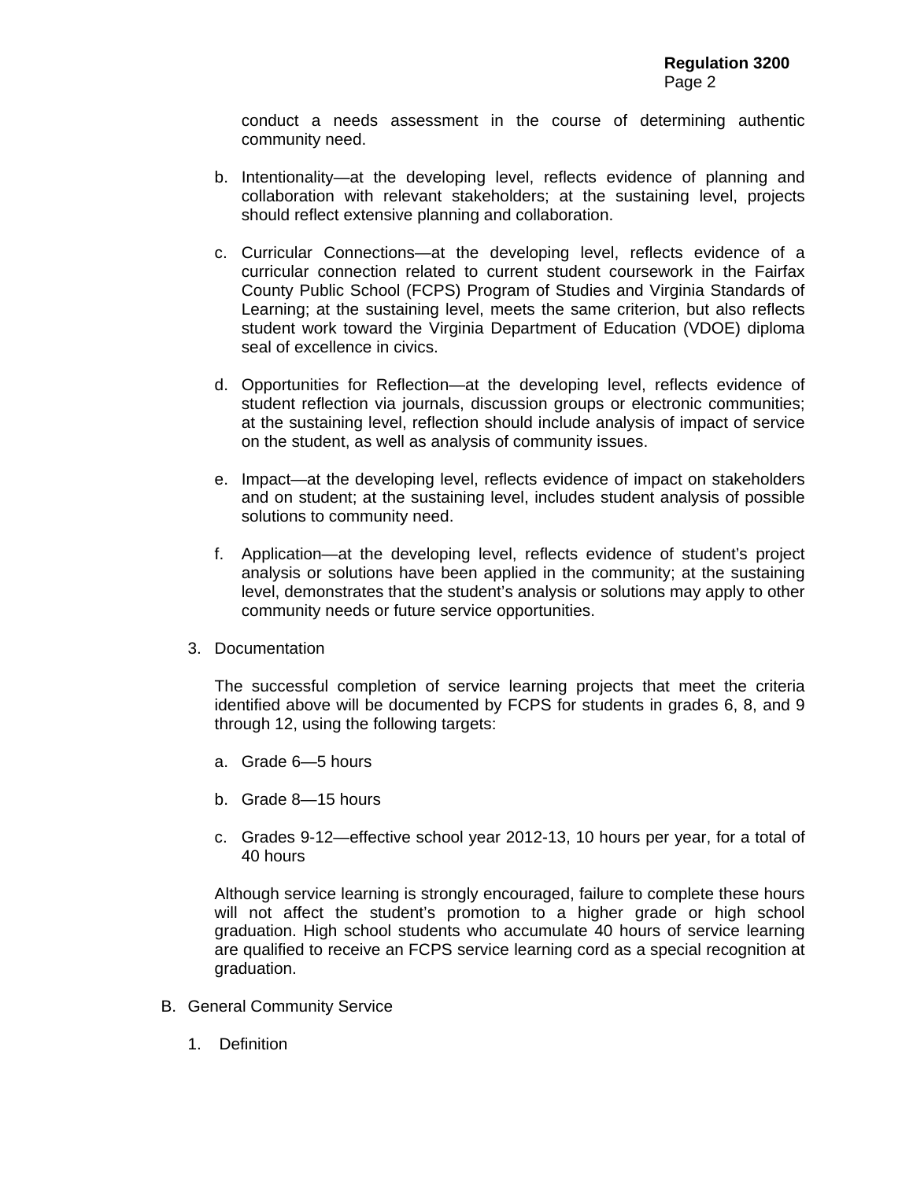conduct a needs assessment in the course of determining authentic community need.

b. Intentionality—at the developing level, reflects evidence of planning and collaboration with relevant stakeholders; at the sustaining level, projects should reflect extensive planning and collaboration.

c. Curricular Connections—at the developing level, reflects evidence of a curricular connection related to current student coursework in the Fairfax County Public School (FCPS) Program of Studies and Virginia Standards of Learning; at the sustaining level, meets the same criterion, but also reflects student work toward the Virginia Department of Education (VDOE) diploma seal of excellence in civics.

d. Opportunities for Reflection—at the developing level, reflects evidence of student reflection via journals, discussion groups or electronic communities; at the sustaining level, reflection should include analysis of impact of service on the student, as well as analysis of community issues.

e. Impact—at the developing level, reflects evidence of impact on stakeholders and on student; at the sustaining level, includes student analysis of possible solutions to community need.

f. Application—at the developing level, reflects evidence of student's project analysis or solutions have been applied in the community; at the sustaining level, demonstrates that the student's analysis or solutions may apply to other community needs or future service opportunities.

3. Documentation

   The successful completion of service learning projects that meet the criteria identified above will be documented by FCPS for students in grades 6, 8, and 9 through 12, using the following targets:

   a. Grade 6—5 hours

   b. Grade 8—15 hours

   c. Grades 9-12—effective school year 2012-13, 10 hours per year, for a total of 40 hours

   Although service learning is strongly encouraged, failure to complete these hours will not affect the student's promotion to a higher grade or high school graduation. High school students who accumulate 40 hours of service learning are qualified to receive an FCPS service learning cord as a special recognition at graduation.

B. General Community Service

   1. Definition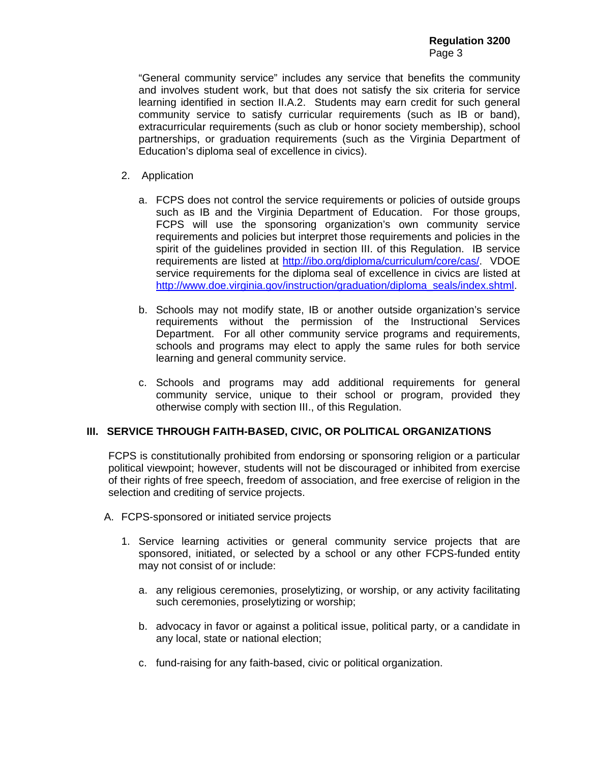"General community service" includes any service that benefits the community and involves student work, but that does not satisfy the six criteria for service learning identified in section II.A.2. Students may earn credit for such general community service to satisfy curricular requirements (such as IB or band), extracurricular requirements (such as club or honor society membership), school partnerships, or graduation requirements (such as the Virginia Department of Education's diploma seal of excellence in civics).

2. Application

   a. FCPS does not control the service requirements or policies of outside groups such as IB and the Virginia Department of Education. For those groups, FCPS will use the sponsoring organization's own community service requirements and policies but interpret those requirements and policies in the spirit of the guidelines provided in section III. of this Regulation. IB service requirements are listed at [http://ibo.org/diploma/curriculum/core/cas/](http://ibo.org/diploma/curriculum/core/cas/). VDOE service requirements for the diploma seal of excellence in civics are listed at [http://www.doe.virginia.gov/instruction/graduation/diploma_seals/index.shtml](http://www.doe.virginia.gov/instruction/graduation/diploma_seals/index.shtml).

   b. Schools may not modify state, IB or another outside organization's service requirements without the permission of the Instructional Services Department. For all other community service programs and requirements, schools and programs may elect to apply the same rules for both service learning and general community service.

   c. Schools and programs may add additional requirements for general community service, unique to their school or program, provided they otherwise comply with section III., of this Regulation.

## III. SERVICE THROUGH FAITH-BASED, CIVIC, OR POLITICAL ORGANIZATIONS

FCPS is constitutionally prohibited from endorsing or sponsoring religion or a particular political viewpoint; however, students will not be discouraged or inhibited from exercise of their rights of free speech, freedom of association, and free exercise of religion in the selection and crediting of service projects.

A. FCPS-sponsored or initiated service projects

   1. Service learning activities or general community service projects that are sponsored, initiated, or selected by a school or any other FCPS-funded entity may not consist of or include:

      a. any religious ceremonies, proselytizing, or worship, or any activity facilitating such ceremonies, proselytizing or worship;

      b. advocacy in favor or against a political issue, political party, or a candidate in any local, state or national election;

      c. fund-raising for any faith-based, civic or political organization.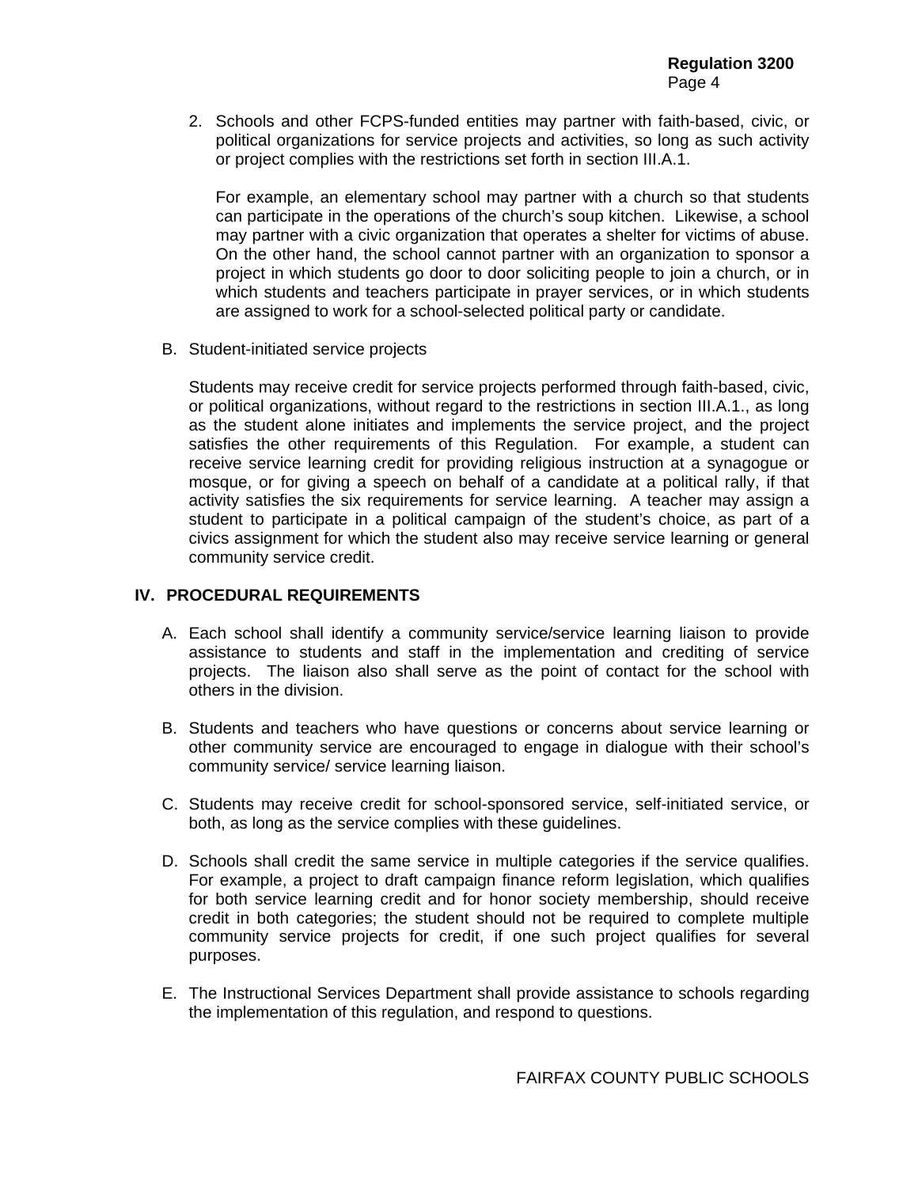2. Schools and other FCPS-funded entities may partner with faith-based, civic, or political organizations for service projects and activities, so long as such activity or project complies with the restrictions set forth in section III.A.1.

   For example, an elementary school may partner with a church so that students can participate in the operations of the church's soup kitchen. Likewise, a school may partner with a civic organization that operates a shelter for victims of abuse. On the other hand, the school cannot partner with an organization to sponsor a project in which students go door to door soliciting people to join a church, or in which students and teachers participate in prayer services, or in which students are assigned to work for a school-selected political party or candidate.

B. Student-initiated service projects

   Students may receive credit for service projects performed through faith-based, civic, or political organizations, without regard to the restrictions in section III.A.1., as long as the student alone initiates and implements the service project, and the project satisfies the other requirements of this Regulation. For example, a student can receive service learning credit for providing religious instruction at a synagogue or mosque, or for giving a speech on behalf of a candidate at a political rally, if that activity satisfies the six requirements for service learning. A teacher may assign a student to participate in a political campaign of the student's choice, as part of a civics assignment for which the student also may receive service learning or general community service credit.

## IV. PROCEDURAL REQUIREMENTS

A. Each school shall identify a community service/service learning liaison to provide assistance to students and staff in the implementation and crediting of service projects. The liaison also shall serve as the point of contact for the school with others in the division.

B. Students and teachers who have questions or concerns about service learning or other community service are encouraged to engage in dialogue with their school's community service/ service learning liaison.

C. Students may receive credit for school-sponsored service, self-initiated service, or both, as long as the service complies with these guidelines.

D. Schools shall credit the same service in multiple categories if the service qualifies. For example, a project to draft campaign finance reform legislation, which qualifies for both service learning credit and for honor society membership, should receive credit in both categories; the student should not be required to complete multiple community service projects for credit, if one such project qualifies for several purposes.

E. The Instructional Services Department shall provide assistance to schools regarding the implementation of this regulation, and respond to questions.